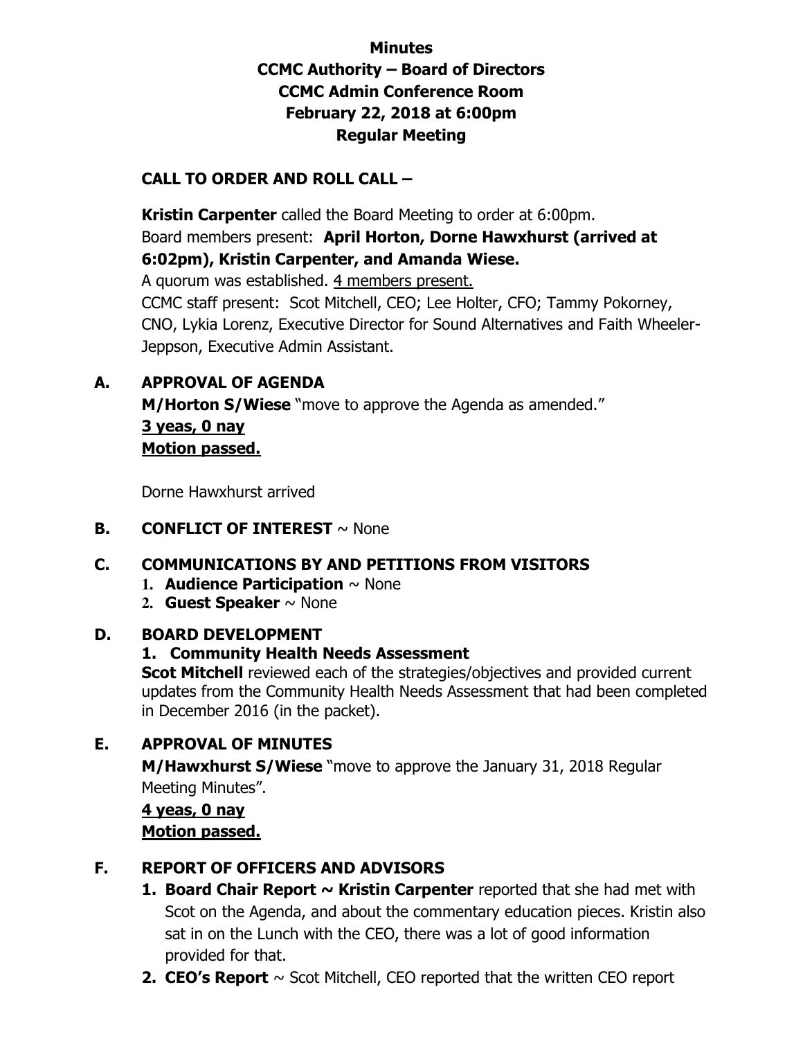# Minutes
## CCMC Authority – Board of Directors
## CCMC Admin Conference Room
## February 22, 2018 at 6:00pm
## Regular Meeting

**CALL TO ORDER AND ROLL CALL –**

**Kristin Carpenter** called the Board Meeting to order at 6:00pm.
Board members present: **April Horton, Dorne Hawxhurst (arrived at 6:02pm), Kristin Carpenter, and Amanda Wiese.**
A quorum was established. 4 members present.
CCMC staff present: Scot Mitchell, CEO; Lee Holter, CFO; Tammy Pokorney, CNO, Lykia Lorenz, Executive Director for Sound Alternatives and Faith Wheeler-Jeppson, Executive Admin Assistant.

**A. APPROVAL OF AGENDA**

**M/Horton S/Wiese** "move to approve the Agenda as amended."
**3 yeas, 0 nay**
**Motion passed.**

Dorne Hawxhurst arrived

**B. CONFLICT OF INTEREST** ~ None

**C. COMMUNICATIONS BY AND PETITIONS FROM VISITORS**

1. **Audience Participation** ~ None
2. **Guest Speaker** ~ None

**D. BOARD DEVELOPMENT**

**1. Community Health Needs Assessment**
**Scot Mitchell** reviewed each of the strategies/objectives and provided current updates from the Community Health Needs Assessment that had been completed in December 2016 (in the packet).

**E. APPROVAL OF MINUTES**

**M/Hawxhurst S/Wiese** "move to approve the January 31, 2018 Regular Meeting Minutes".
**4 yeas, 0 nay**
**Motion passed.**

**F. REPORT OF OFFICERS AND ADVISORS**

1. **Board Chair Report ~ Kristin Carpenter** reported that she had met with Scot on the Agenda, and about the commentary education pieces. Kristin also sat in on the Lunch with the CEO, there was a lot of good information provided for that.
2. **CEO's Report** ~ Scot Mitchell, CEO reported that the written CEO report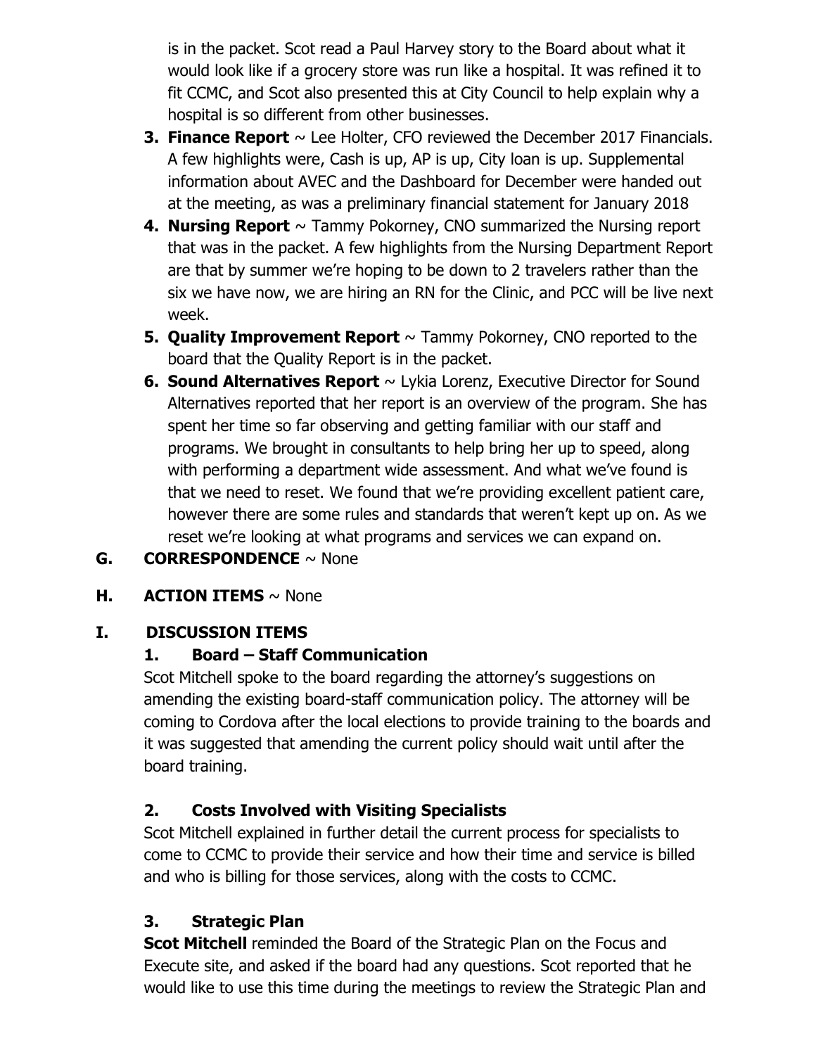is in the packet. Scot read a Paul Harvey story to the Board about what it would look like if a grocery store was run like a hospital. It was refined it to fit CCMC, and Scot also presented this at City Council to help explain why a hospital is so different from other businesses.

3. **Finance Report** ~ Lee Holter, CFO reviewed the December 2017 Financials. A few highlights were, Cash is up, AP is up, City loan is up. Supplemental information about AVEC and the Dashboard for December were handed out at the meeting, as was a preliminary financial statement for January 2018
4. **Nursing Report** ~ Tammy Pokorney, CNO summarized the Nursing report that was in the packet. A few highlights from the Nursing Department Report are that by summer we're hoping to be down to 2 travelers rather than the six we have now, we are hiring an RN for the Clinic, and PCC will be live next week.
5. **Quality Improvement Report** ~ Tammy Pokorney, CNO reported to the board that the Quality Report is in the packet.
6. **Sound Alternatives Report** ~ Lykia Lorenz, Executive Director for Sound Alternatives reported that her report is an overview of the program. She has spent her time so far observing and getting familiar with our staff and programs. We brought in consultants to help bring her up to speed, along with performing a department wide assessment. And what we've found is that we need to reset. We found that we're providing excellent patient care, however there are some rules and standards that weren't kept up on. As we reset we're looking at what programs and services we can expand on.

**G. CORRESPONDENCE** ~ None

**H. ACTION ITEMS** ~ None

**I. DISCUSSION ITEMS**

**1. Board – Staff Communication**

Scot Mitchell spoke to the board regarding the attorney's suggestions on amending the existing board-staff communication policy. The attorney will be coming to Cordova after the local elections to provide training to the boards and it was suggested that amending the current policy should wait until after the board training.

**2. Costs Involved with Visiting Specialists**

Scot Mitchell explained in further detail the current process for specialists to come to CCMC to provide their service and how their time and service is billed and who is billing for those services, along with the costs to CCMC.

**3. Strategic Plan**

**Scot Mitchell** reminded the Board of the Strategic Plan on the Focus and Execute site, and asked if the board had any questions. Scot reported that he would like to use this time during the meetings to review the Strategic Plan and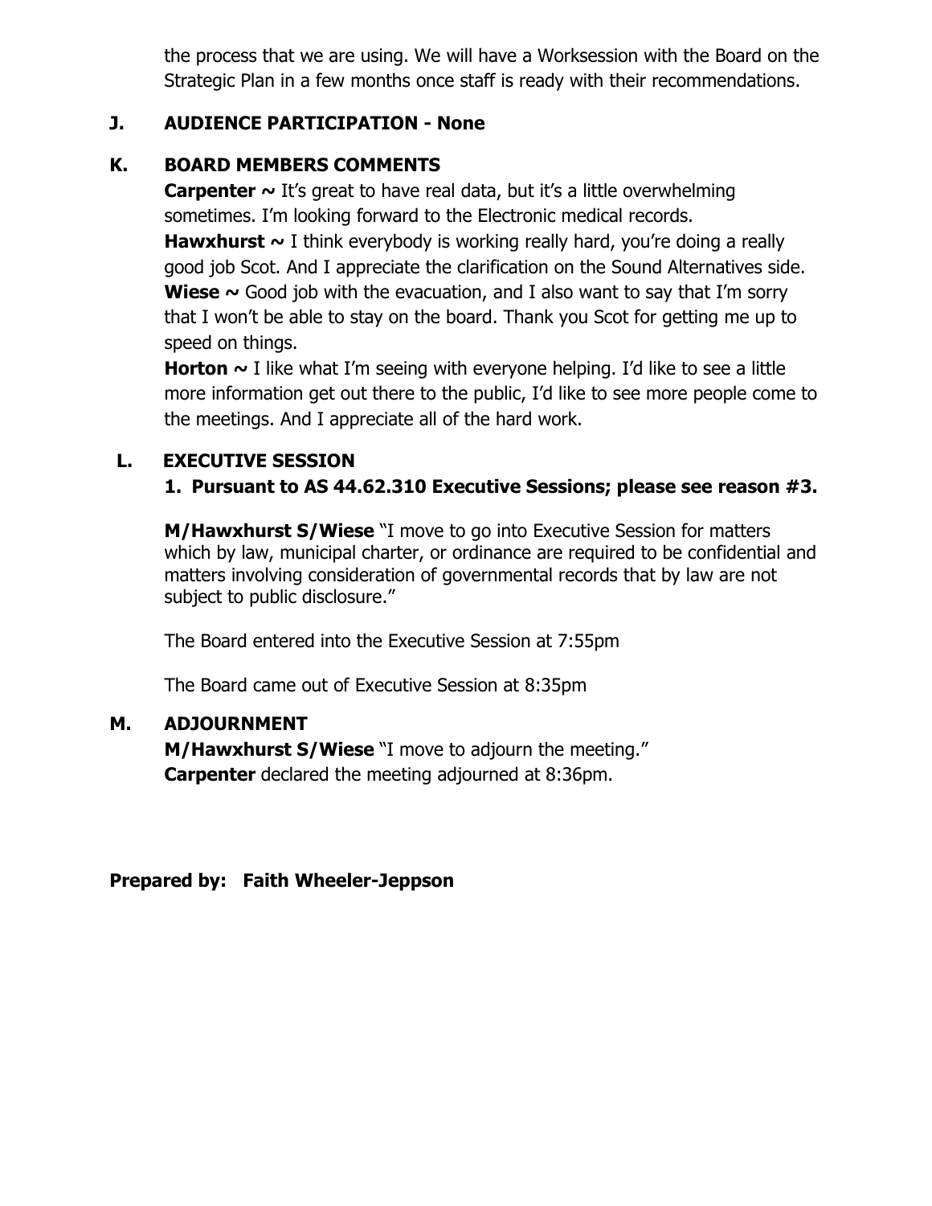the process that we are using. We will have a Worksession with the Board on the Strategic Plan in a few months once staff is ready with their recommendations.

## J. AUDIENCE PARTICIPATION - None

## K. BOARD MEMBERS COMMENTS

**Carpenter ~** It's great to have real data, but it's a little overwhelming sometimes. I'm looking forward to the Electronic medical records.
**Hawxhurst ~** I think everybody is working really hard, you're doing a really good job Scot. And I appreciate the clarification on the Sound Alternatives side.
**Wiese ~** Good job with the evacuation, and I also want to say that I'm sorry that I won't be able to stay on the board. Thank you Scot for getting me up to speed on things.
**Horton ~** I like what I'm seeing with everyone helping. I'd like to see a little more information get out there to the public, I'd like to see more people come to the meetings. And I appreciate all of the hard work.

## L. EXECUTIVE SESSION

**1. Pursuant to AS 44.62.310 Executive Sessions; please see reason #3.**

**M/Hawxhurst S/Wiese** "I move to go into Executive Session for matters which by law, municipal charter, or ordinance are required to be confidential and matters involving consideration of governmental records that by law are not subject to public disclosure."

The Board entered into the Executive Session at 7:55pm

The Board came out of Executive Session at 8:35pm

## M. ADJOURNMENT

**M/Hawxhurst S/Wiese** "I move to adjourn the meeting."
**Carpenter** declared the meeting adjourned at 8:36pm.

**Prepared by: Faith Wheeler-Jeppson**